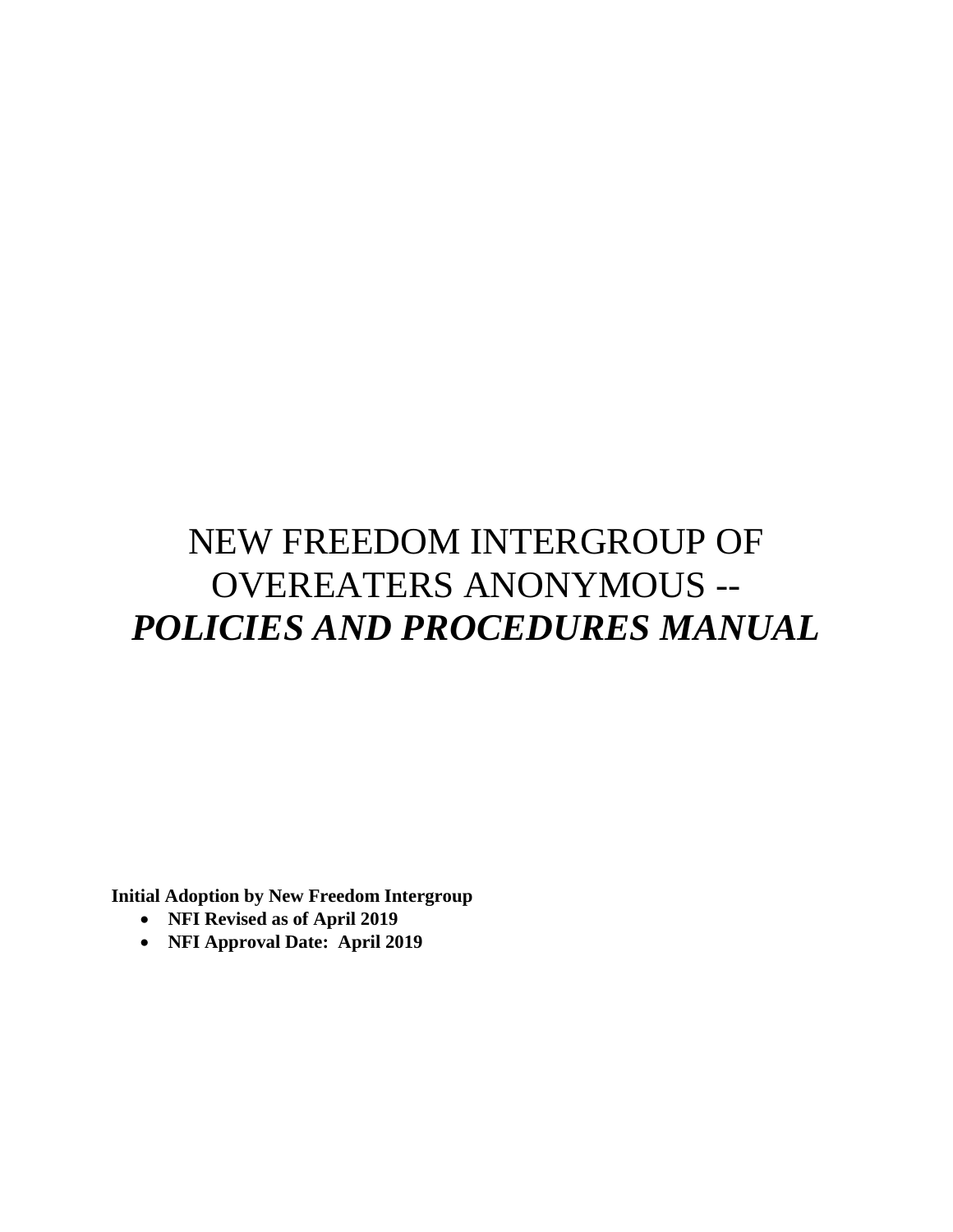# NEW FREEDOM INTERGROUP OF OVEREATERS ANONYMOUS -- *POLICIES AND PROCEDURES MANUAL*

**Initial Adoption by New Freedom Intergroup**

- **NFI Revised as of April 2019**
- **NFI Approval Date: April 2019**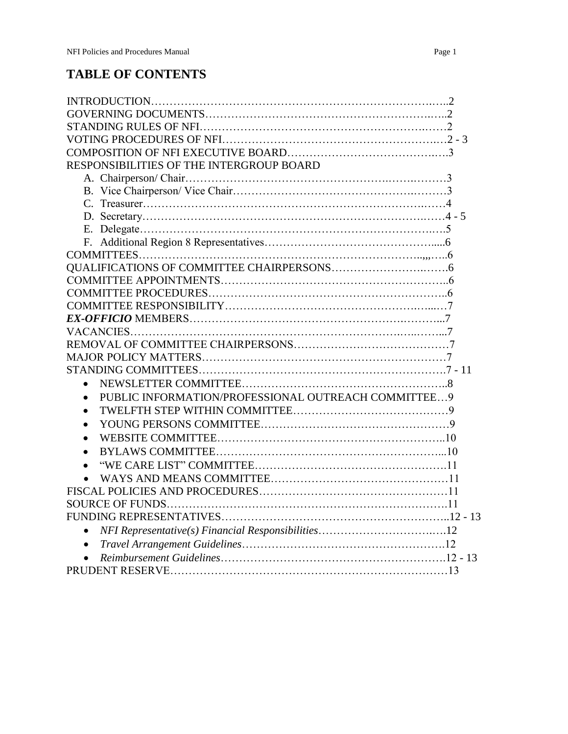# TABLE OF CONTENTS

INTRODUCTION……………………………………………………………………….…..2
GOVERNING DOCUMENTS………………………………………………………….…..2
STANDING RULES OF NFI……………………………………………………….……2
VOTING PROCEDURES OF NFI……………………………………………………….…2 - 3
COMPOSITION OF NFI EXECUTIVE BOARD…………………………………….….3
RESPONSIBILITIES OF THE INTERGROUP BOARD

- A. Chairperson/ Chair…………………………………………….…….………3
- B. Vice Chairperson/ Vice Chair………………………………………….………3
- C. Treasurer………………………………………………………………….……4
- D. Secretary…………………………………………………………………….……4 - 5
- E. Delegate……………………………………………………………………..….5
- F. Additional Region 8 Representatives……………………………………….....6

COMMITTEES………………………………………………………………….....,,…..6
QUALIFICATIONS OF COMMITTEE CHAIRPERSONS…………………….…….6
COMMITTEE APPOINTMENTS…………………………………………………….6
COMMITTEE PROCEDURES……………………………………………………….6
COMMITTEE RESPONSIBILITY……………………………………………….…....…7
***EX-OFFICIO*** MEMBERS………………………………………………….………...7
VACANCIES…………………………………………………………….…..……...7
REMOVAL OF COMMITTEE CHAIRPERSONS……………………………………7
MAJOR POLICY MATTERS…………………………………………………………7
STANDING COMMITTEES…………………………………………………………7 - 11

- NEWSLETTER COMMITTEE………………………………………………..8
- PUBLIC INFORMATION/PROFESSIONAL OUTREACH COMMITTEE…9
- TWELFTH STEP WITHIN COMMITTEE……………………………………9
- YOUNG PERSONS COMMITTEE……………………………………………9
- WEBSITE COMMITTEE……………………………………………………..10
- BYLAWS COMMITTEE……………………………………………………...10
- "WE CARE LIST" COMMITTEE……………………………………………….11
- WAYS AND MEANS COMMITTEE…………………………………………11

FISCAL POLICIES AND PROCEDURES……………………………………………11
SOURCE OF FUNDS………………………………………………………………….11
FUNDING REPRESENTATIVES……………………………………………………..12 - 13

- *NFI Representative(s) Financial Responsibilities*…………………………….….12
- *Travel Arrangement Guidelines*……………………………………………….12
- *Reimbursement Guidelines*…………………………………………………….12 - 13

PRUDENT RESERVE…………………………………………………………………13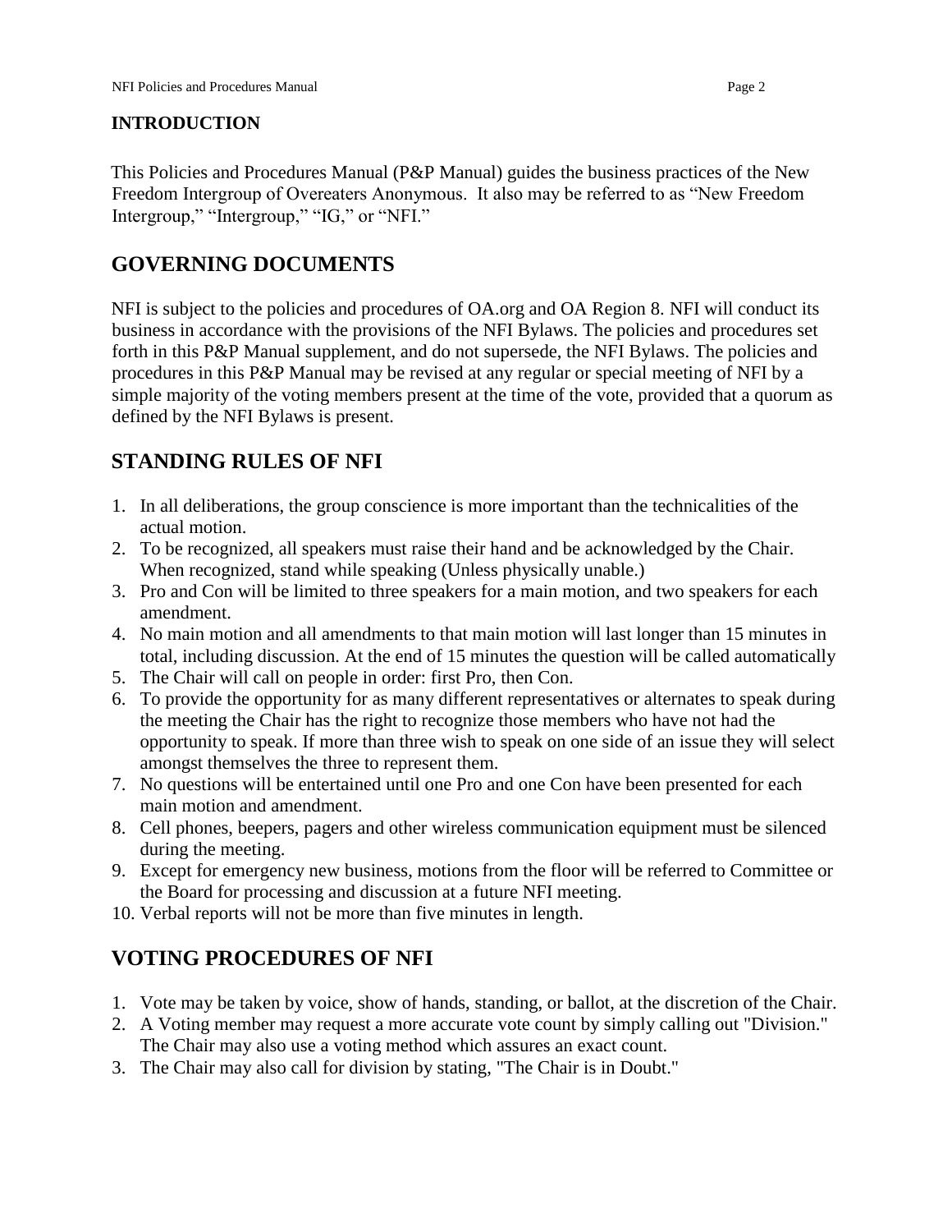## INTRODUCTION

This Policies and Procedures Manual (P&P Manual) guides the business practices of the New Freedom Intergroup of Overeaters Anonymous. It also may be referred to as "New Freedom Intergroup," "Intergroup," "IG," or "NFI."

## GOVERNING DOCUMENTS

NFI is subject to the policies and procedures of OA.org and OA Region 8. NFI will conduct its business in accordance with the provisions of the NFI Bylaws. The policies and procedures set forth in this P&P Manual supplement, and do not supersede, the NFI Bylaws. The policies and procedures in this P&P Manual may be revised at any regular or special meeting of NFI by a simple majority of the voting members present at the time of the vote, provided that a quorum as defined by the NFI Bylaws is present.

## STANDING RULES OF NFI

1. In all deliberations, the group conscience is more important than the technicalities of the actual motion.
2. To be recognized, all speakers must raise their hand and be acknowledged by the Chair. When recognized, stand while speaking (Unless physically unable.)
3. Pro and Con will be limited to three speakers for a main motion, and two speakers for each amendment.
4. No main motion and all amendments to that main motion will last longer than 15 minutes in total, including discussion. At the end of 15 minutes the question will be called automatically
5. The Chair will call on people in order: first Pro, then Con.
6. To provide the opportunity for as many different representatives or alternates to speak during the meeting the Chair has the right to recognize those members who have not had the opportunity to speak. If more than three wish to speak on one side of an issue they will select amongst themselves the three to represent them.
7. No questions will be entertained until one Pro and one Con have been presented for each main motion and amendment.
8. Cell phones, beepers, pagers and other wireless communication equipment must be silenced during the meeting.
9. Except for emergency new business, motions from the floor will be referred to Committee or the Board for processing and discussion at a future NFI meeting.
10. Verbal reports will not be more than five minutes in length.

## VOTING PROCEDURES OF NFI

1. Vote may be taken by voice, show of hands, standing, or ballot, at the discretion of the Chair.
2. A Voting member may request a more accurate vote count by simply calling out "Division." The Chair may also use a voting method which assures an exact count.
3. The Chair may also call for division by stating, "The Chair is in Doubt."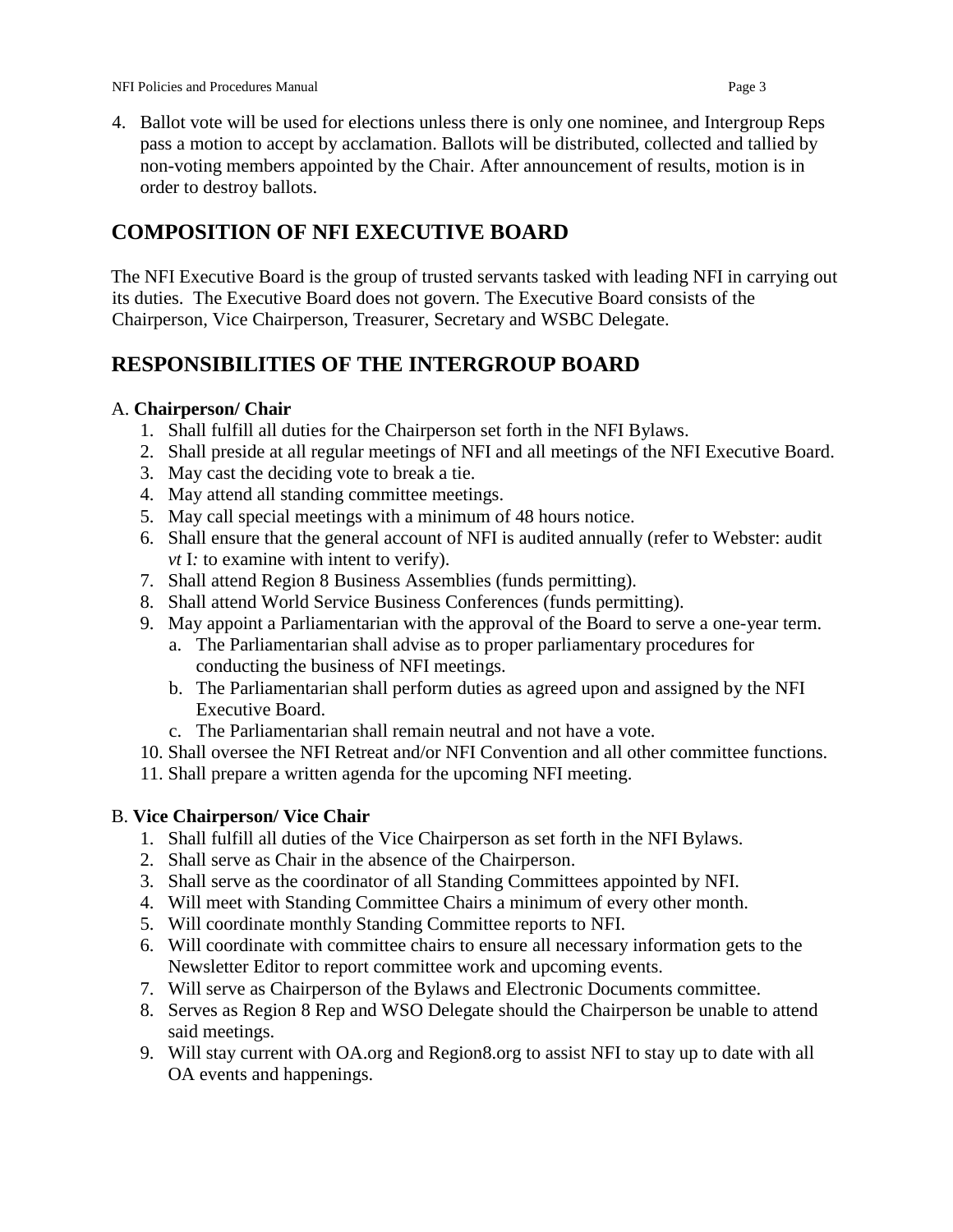4. Ballot vote will be used for elections unless there is only one nominee, and Intergroup Reps pass a motion to accept by acclamation. Ballots will be distributed, collected and tallied by non-voting members appointed by the Chair. After announcement of results, motion is in order to destroy ballots.

## COMPOSITION OF NFI EXECUTIVE BOARD

The NFI Executive Board is the group of trusted servants tasked with leading NFI in carrying out its duties. The Executive Board does not govern. The Executive Board consists of the Chairperson, Vice Chairperson, Treasurer, Secretary and WSBC Delegate.

## RESPONSIBILITIES OF THE INTERGROUP BOARD

A. **Chairperson/ Chair**

1. Shall fulfill all duties for the Chairperson set forth in the NFI Bylaws.
2. Shall preside at all regular meetings of NFI and all meetings of the NFI Executive Board.
3. May cast the deciding vote to break a tie.
4. May attend all standing committee meetings.
5. May call special meetings with a minimum of 48 hours notice.
6. Shall ensure that the general account of NFI is audited annually (refer to Webster: audit *vt* I*:* to examine with intent to verify).
7. Shall attend Region 8 Business Assemblies (funds permitting).
8. Shall attend World Service Business Conferences (funds permitting).
9. May appoint a Parliamentarian with the approval of the Board to serve a one-year term.
   a. The Parliamentarian shall advise as to proper parliamentary procedures for conducting the business of NFI meetings.
   b. The Parliamentarian shall perform duties as agreed upon and assigned by the NFI Executive Board.
   c. The Parliamentarian shall remain neutral and not have a vote.
10. Shall oversee the NFI Retreat and/or NFI Convention and all other committee functions.
11. Shall prepare a written agenda for the upcoming NFI meeting.

B. **Vice Chairperson/ Vice Chair**

1. Shall fulfill all duties of the Vice Chairperson as set forth in the NFI Bylaws.
2. Shall serve as Chair in the absence of the Chairperson.
3. Shall serve as the coordinator of all Standing Committees appointed by NFI.
4. Will meet with Standing Committee Chairs a minimum of every other month.
5. Will coordinate monthly Standing Committee reports to NFI.
6. Will coordinate with committee chairs to ensure all necessary information gets to the Newsletter Editor to report committee work and upcoming events.
7. Will serve as Chairperson of the Bylaws and Electronic Documents committee.
8. Serves as Region 8 Rep and WSO Delegate should the Chairperson be unable to attend said meetings.
9. Will stay current with OA.org and Region8.org to assist NFI to stay up to date with all OA events and happenings.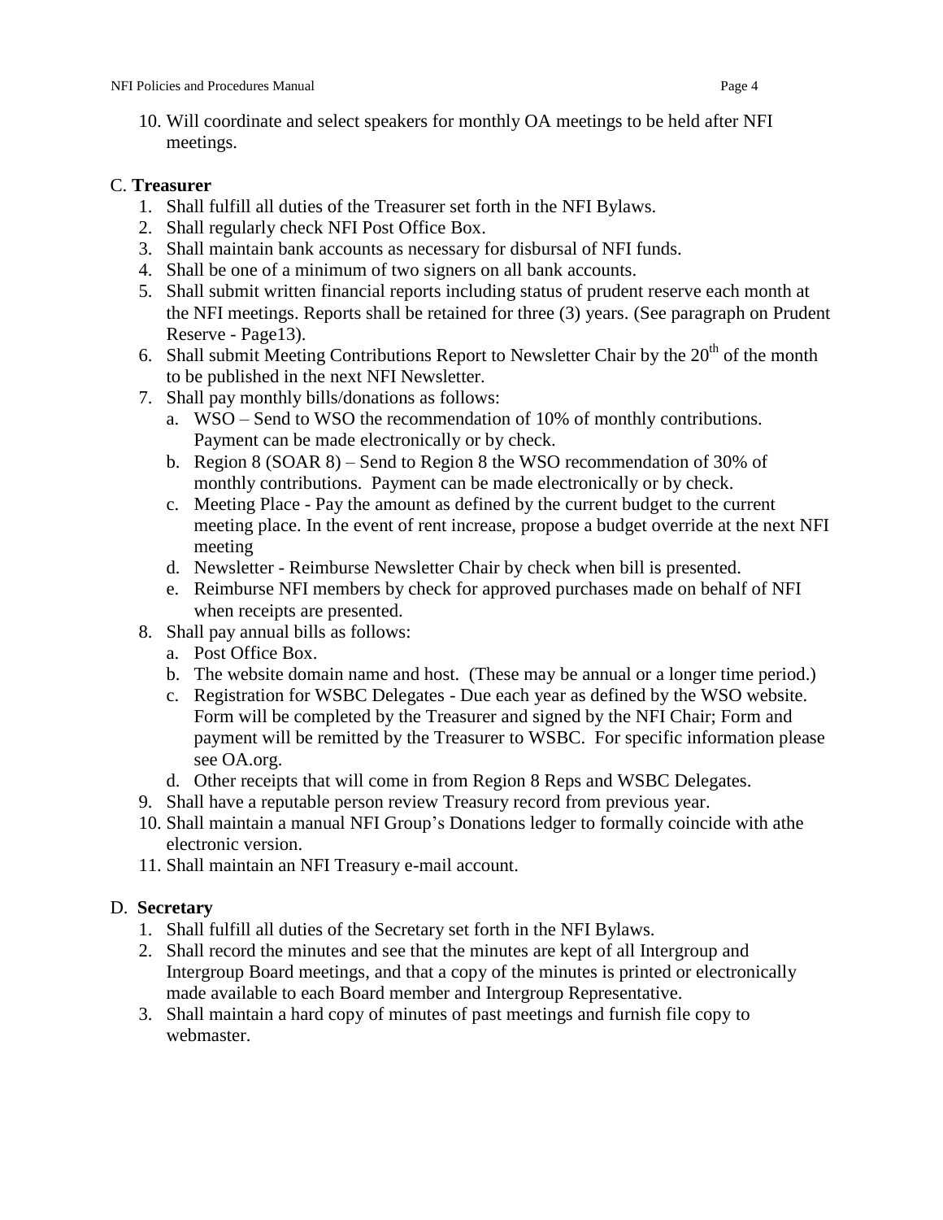10. Will coordinate and select speakers for monthly OA meetings to be held after NFI meetings.

C. **Treasurer**

1. Shall fulfill all duties of the Treasurer set forth in the NFI Bylaws.
2. Shall regularly check NFI Post Office Box.
3. Shall maintain bank accounts as necessary for disbursal of NFI funds.
4. Shall be one of a minimum of two signers on all bank accounts.
5. Shall submit written financial reports including status of prudent reserve each month at the NFI meetings. Reports shall be retained for three (3) years. (See paragraph on Prudent Reserve - Page13).
6. Shall submit Meeting Contributions Report to Newsletter Chair by the 20th of the month to be published in the next NFI Newsletter.
7. Shall pay monthly bills/donations as follows:
   a. WSO – Send to WSO the recommendation of 10% of monthly contributions. Payment can be made electronically or by check.
   b. Region 8 (SOAR 8) – Send to Region 8 the WSO recommendation of 30% of monthly contributions. Payment can be made electronically or by check.
   c. Meeting Place - Pay the amount as defined by the current budget to the current meeting place. In the event of rent increase, propose a budget override at the next NFI meeting
   d. Newsletter - Reimburse Newsletter Chair by check when bill is presented.
   e. Reimburse NFI members by check for approved purchases made on behalf of NFI when receipts are presented.
8. Shall pay annual bills as follows:
   a. Post Office Box.
   b. The website domain name and host. (These may be annual or a longer time period.)
   c. Registration for WSBC Delegates - Due each year as defined by the WSO website. Form will be completed by the Treasurer and signed by the NFI Chair; Form and payment will be remitted by the Treasurer to WSBC. For specific information please see OA.org.
   d. Other receipts that will come in from Region 8 Reps and WSBC Delegates.
9. Shall have a reputable person review Treasury record from previous year.
10. Shall maintain a manual NFI Group's Donations ledger to formally coincide with athe electronic version.
11. Shall maintain an NFI Treasury e-mail account.

D. **Secretary**

1. Shall fulfill all duties of the Secretary set forth in the NFI Bylaws.
2. Shall record the minutes and see that the minutes are kept of all Intergroup and Intergroup Board meetings, and that a copy of the minutes is printed or electronically made available to each Board member and Intergroup Representative.
3. Shall maintain a hard copy of minutes of past meetings and furnish file copy to webmaster.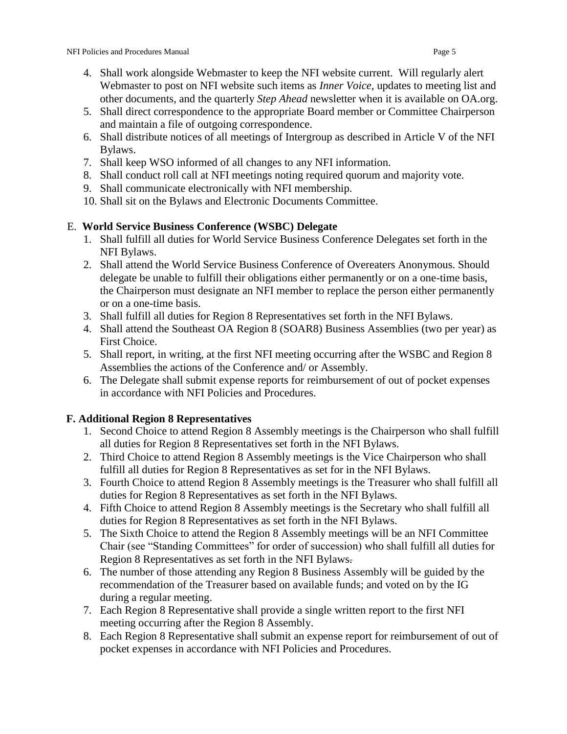4. Shall work alongside Webmaster to keep the NFI website current. Will regularly alert Webmaster to post on NFI website such items as *Inner Voice*, updates to meeting list and other documents, and the quarterly *Step Ahead* newsletter when it is available on OA.org.
5. Shall direct correspondence to the appropriate Board member or Committee Chairperson and maintain a file of outgoing correspondence.
6. Shall distribute notices of all meetings of Intergroup as described in Article V of the NFI Bylaws.
7. Shall keep WSO informed of all changes to any NFI information.
8. Shall conduct roll call at NFI meetings noting required quorum and majority vote.
9. Shall communicate electronically with NFI membership.
10. Shall sit on the Bylaws and Electronic Documents Committee.

### E. World Service Business Conference (WSBC) Delegate

1. Shall fulfill all duties for World Service Business Conference Delegates set forth in the NFI Bylaws.
2. Shall attend the World Service Business Conference of Overeaters Anonymous. Should delegate be unable to fulfill their obligations either permanently or on a one-time basis, the Chairperson must designate an NFI member to replace the person either permanently or on a one-time basis.
3. Shall fulfill all duties for Region 8 Representatives set forth in the NFI Bylaws.
4. Shall attend the Southeast OA Region 8 (SOAR8) Business Assemblies (two per year) as First Choice.
5. Shall report, in writing, at the first NFI meeting occurring after the WSBC and Region 8 Assemblies the actions of the Conference and/ or Assembly.
6. The Delegate shall submit expense reports for reimbursement of out of pocket expenses in accordance with NFI Policies and Procedures.

### F. Additional Region 8 Representatives

1. Second Choice to attend Region 8 Assembly meetings is the Chairperson who shall fulfill all duties for Region 8 Representatives set forth in the NFI Bylaws.
2. Third Choice to attend Region 8 Assembly meetings is the Vice Chairperson who shall fulfill all duties for Region 8 Representatives as set for in the NFI Bylaws.
3. Fourth Choice to attend Region 8 Assembly meetings is the Treasurer who shall fulfill all duties for Region 8 Representatives as set forth in the NFI Bylaws.
4. Fifth Choice to attend Region 8 Assembly meetings is the Secretary who shall fulfill all duties for Region 8 Representatives as set forth in the NFI Bylaws.
5. The Sixth Choice to attend the Region 8 Assembly meetings will be an NFI Committee Chair (see "Standing Committees" for order of succession) who shall fulfill all duties for Region 8 Representatives as set forth in the NFI Bylaws.
6. The number of those attending any Region 8 Business Assembly will be guided by the recommendation of the Treasurer based on available funds; and voted on by the IG during a regular meeting.
7. Each Region 8 Representative shall provide a single written report to the first NFI meeting occurring after the Region 8 Assembly.
8. Each Region 8 Representative shall submit an expense report for reimbursement of out of pocket expenses in accordance with NFI Policies and Procedures.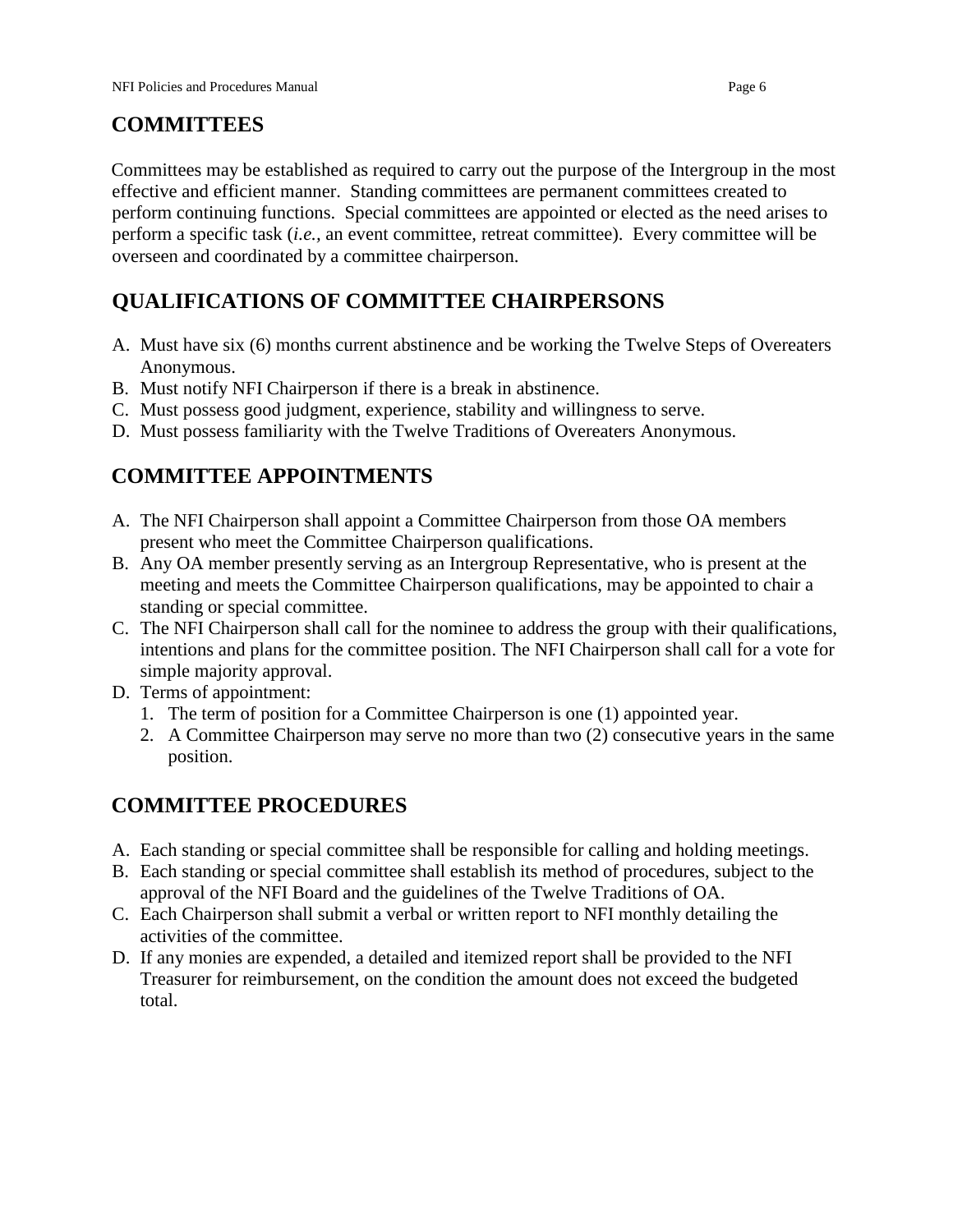## COMMITTEES

Committees may be established as required to carry out the purpose of the Intergroup in the most effective and efficient manner. Standing committees are permanent committees created to perform continuing functions. Special committees are appointed or elected as the need arises to perform a specific task (*i.e.*, an event committee, retreat committee). Every committee will be overseen and coordinated by a committee chairperson.

## QUALIFICATIONS OF COMMITTEE CHAIRPERSONS

A. Must have six (6) months current abstinence and be working the Twelve Steps of Overeaters Anonymous.
B. Must notify NFI Chairperson if there is a break in abstinence.
C. Must possess good judgment, experience, stability and willingness to serve.
D. Must possess familiarity with the Twelve Traditions of Overeaters Anonymous.

## COMMITTEE APPOINTMENTS

A. The NFI Chairperson shall appoint a Committee Chairperson from those OA members present who meet the Committee Chairperson qualifications.
B. Any OA member presently serving as an Intergroup Representative, who is present at the meeting and meets the Committee Chairperson qualifications, may be appointed to chair a standing or special committee.
C. The NFI Chairperson shall call for the nominee to address the group with their qualifications, intentions and plans for the committee position. The NFI Chairperson shall call for a vote for simple majority approval.
D. Terms of appointment:
   1. The term of position for a Committee Chairperson is one (1) appointed year.
   2. A Committee Chairperson may serve no more than two (2) consecutive years in the same position.

## COMMITTEE PROCEDURES

A. Each standing or special committee shall be responsible for calling and holding meetings.
B. Each standing or special committee shall establish its method of procedures, subject to the approval of the NFI Board and the guidelines of the Twelve Traditions of OA.
C. Each Chairperson shall submit a verbal or written report to NFI monthly detailing the activities of the committee.
D. If any monies are expended, a detailed and itemized report shall be provided to the NFI Treasurer for reimbursement, on the condition the amount does not exceed the budgeted total.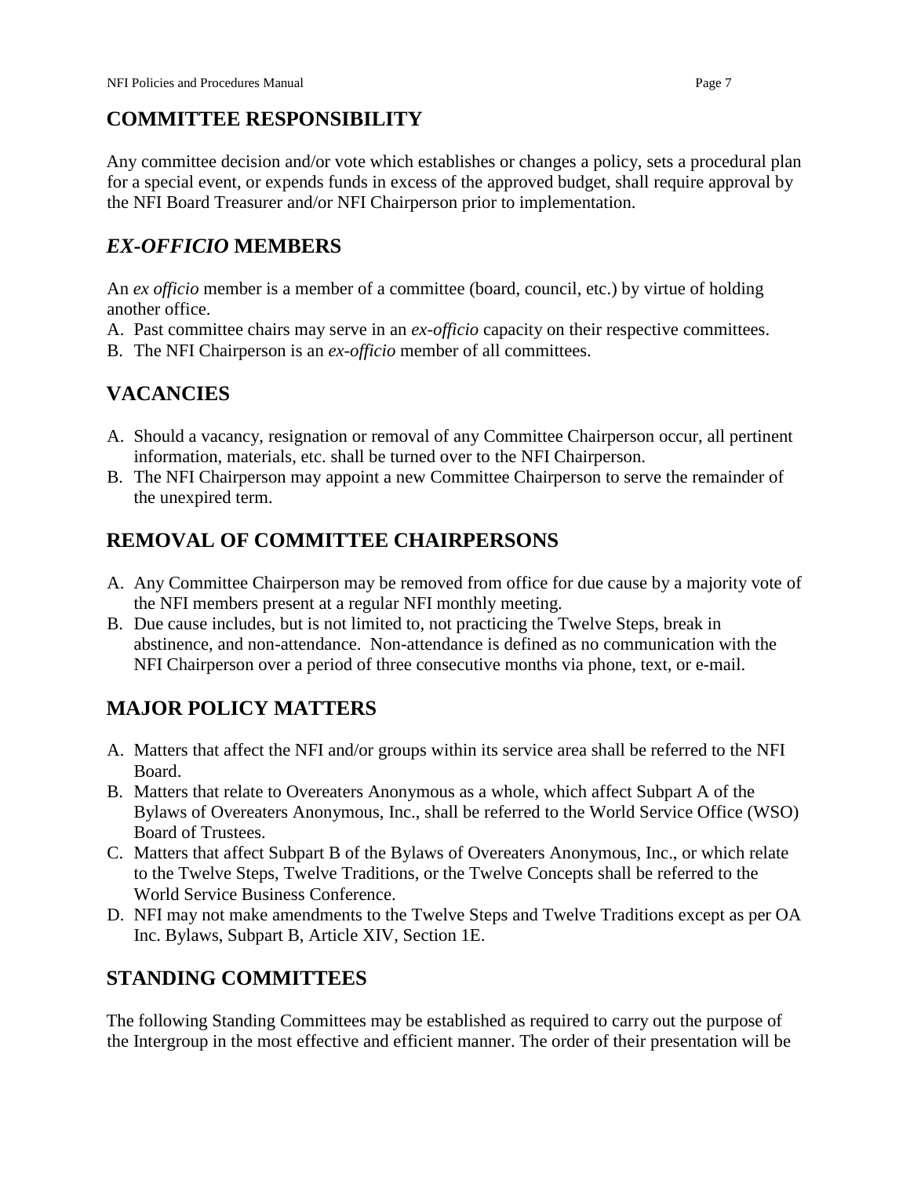## COMMITTEE RESPONSIBILITY

Any committee decision and/or vote which establishes or changes a policy, sets a procedural plan for a special event, or expends funds in excess of the approved budget, shall require approval by the NFI Board Treasurer and/or NFI Chairperson prior to implementation.

## *EX-OFFICIO* MEMBERS

An *ex officio* member is a member of a committee (board, council, etc.) by virtue of holding another office.

A. Past committee chairs may serve in an *ex-officio* capacity on their respective committees.
B. The NFI Chairperson is an *ex-officio* member of all committees.

## VACANCIES

A. Should a vacancy, resignation or removal of any Committee Chairperson occur, all pertinent information, materials, etc. shall be turned over to the NFI Chairperson.
B. The NFI Chairperson may appoint a new Committee Chairperson to serve the remainder of the unexpired term.

## REMOVAL OF COMMITTEE CHAIRPERSONS

A. Any Committee Chairperson may be removed from office for due cause by a majority vote of the NFI members present at a regular NFI monthly meeting.
B. Due cause includes, but is not limited to, not practicing the Twelve Steps, break in abstinence, and non-attendance. Non-attendance is defined as no communication with the NFI Chairperson over a period of three consecutive months via phone, text, or e-mail.

## MAJOR POLICY MATTERS

A. Matters that affect the NFI and/or groups within its service area shall be referred to the NFI Board.
B. Matters that relate to Overeaters Anonymous as a whole, which affect Subpart A of the Bylaws of Overeaters Anonymous, Inc., shall be referred to the World Service Office (WSO) Board of Trustees.
C. Matters that affect Subpart B of the Bylaws of Overeaters Anonymous, Inc., or which relate to the Twelve Steps, Twelve Traditions, or the Twelve Concepts shall be referred to the World Service Business Conference.
D. NFI may not make amendments to the Twelve Steps and Twelve Traditions except as per OA Inc. Bylaws, Subpart B, Article XIV, Section 1E.

## STANDING COMMITTEES

The following Standing Committees may be established as required to carry out the purpose of the Intergroup in the most effective and efficient manner. The order of their presentation will be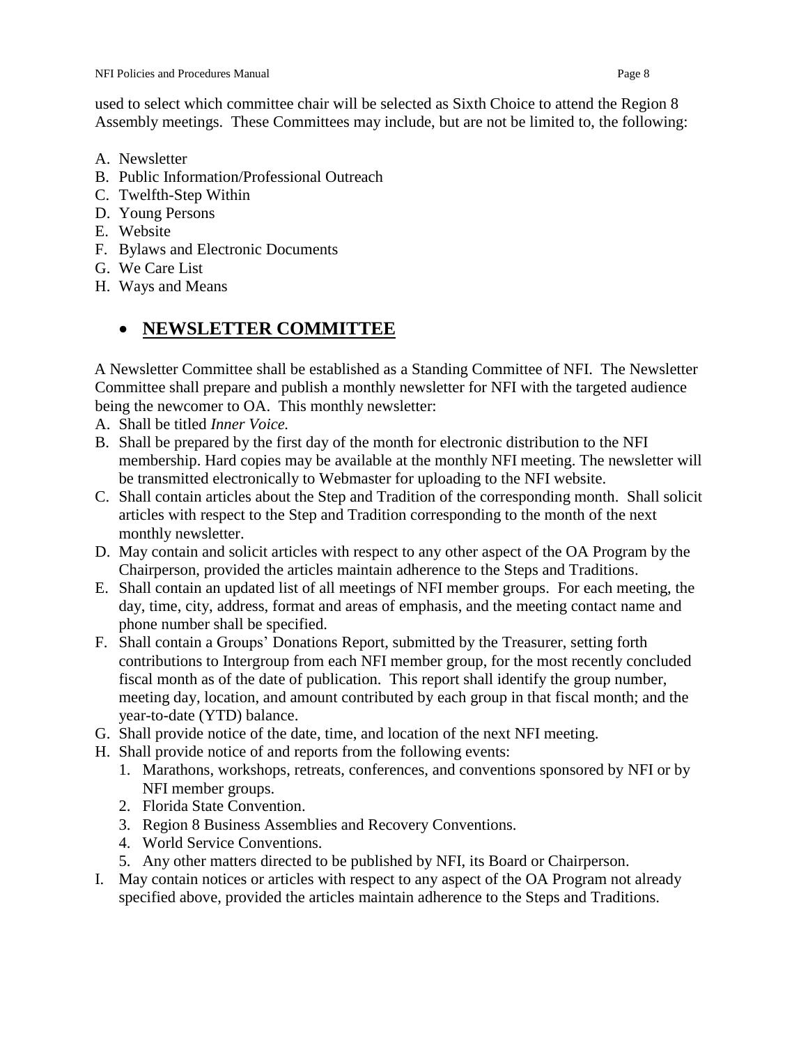used to select which committee chair will be selected as Sixth Choice to attend the Region 8 Assembly meetings. These Committees may include, but are not be limited to, the following:

A. Newsletter
B. Public Information/Professional Outreach
C. Twelfth-Step Within
D. Young Persons
E. Website
F. Bylaws and Electronic Documents
G. We Care List
H. Ways and Means

- **NEWSLETTER COMMITTEE**

A Newsletter Committee shall be established as a Standing Committee of NFI. The Newsletter Committee shall prepare and publish a monthly newsletter for NFI with the targeted audience being the newcomer to OA. This monthly newsletter:

A. Shall be titled *Inner Voice.*
B. Shall be prepared by the first day of the month for electronic distribution to the NFI membership. Hard copies may be available at the monthly NFI meeting. The newsletter will be transmitted electronically to Webmaster for uploading to the NFI website.
C. Shall contain articles about the Step and Tradition of the corresponding month. Shall solicit articles with respect to the Step and Tradition corresponding to the month of the next monthly newsletter.
D. May contain and solicit articles with respect to any other aspect of the OA Program by the Chairperson, provided the articles maintain adherence to the Steps and Traditions.
E. Shall contain an updated list of all meetings of NFI member groups. For each meeting, the day, time, city, address, format and areas of emphasis, and the meeting contact name and phone number shall be specified.
F. Shall contain a Groups' Donations Report, submitted by the Treasurer, setting forth contributions to Intergroup from each NFI member group, for the most recently concluded fiscal month as of the date of publication. This report shall identify the group number, meeting day, location, and amount contributed by each group in that fiscal month; and the year-to-date (YTD) balance.
G. Shall provide notice of the date, time, and location of the next NFI meeting.
H. Shall provide notice of and reports from the following events:
   1. Marathons, workshops, retreats, conferences, and conventions sponsored by NFI or by NFI member groups.
   2. Florida State Convention.
   3. Region 8 Business Assemblies and Recovery Conventions.
   4. World Service Conventions.
   5. Any other matters directed to be published by NFI, its Board or Chairperson.
I. May contain notices or articles with respect to any aspect of the OA Program not already specified above, provided the articles maintain adherence to the Steps and Traditions.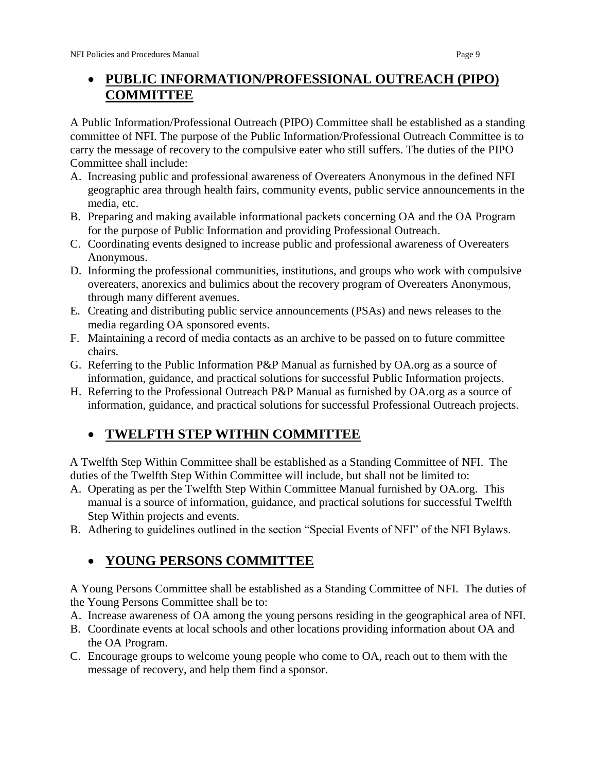- **PUBLIC INFORMATION/PROFESSIONAL OUTREACH (PIPO) COMMITTEE**

A Public Information/Professional Outreach (PIPO) Committee shall be established as a standing committee of NFI. The purpose of the Public Information/Professional Outreach Committee is to carry the message of recovery to the compulsive eater who still suffers. The duties of the PIPO Committee shall include:

A. Increasing public and professional awareness of Overeaters Anonymous in the defined NFI geographic area through health fairs, community events, public service announcements in the media, etc.
B. Preparing and making available informational packets concerning OA and the OA Program for the purpose of Public Information and providing Professional Outreach.
C. Coordinating events designed to increase public and professional awareness of Overeaters Anonymous.
D. Informing the professional communities, institutions, and groups who work with compulsive overeaters, anorexics and bulimics about the recovery program of Overeaters Anonymous, through many different avenues.
E. Creating and distributing public service announcements (PSAs) and news releases to the media regarding OA sponsored events.
F. Maintaining a record of media contacts as an archive to be passed on to future committee chairs.
G. Referring to the Public Information P&P Manual as furnished by OA.org as a source of information, guidance, and practical solutions for successful Public Information projects.
H. Referring to the Professional Outreach P&P Manual as furnished by OA.org as a source of information, guidance, and practical solutions for successful Professional Outreach projects.

- **TWELFTH STEP WITHIN COMMITTEE**

A Twelfth Step Within Committee shall be established as a Standing Committee of NFI. The duties of the Twelfth Step Within Committee will include, but shall not be limited to:

A. Operating as per the Twelfth Step Within Committee Manual furnished by OA.org. This manual is a source of information, guidance, and practical solutions for successful Twelfth Step Within projects and events.
B. Adhering to guidelines outlined in the section "Special Events of NFI" of the NFI Bylaws.

- **YOUNG PERSONS COMMITTEE**

A Young Persons Committee shall be established as a Standing Committee of NFI. The duties of the Young Persons Committee shall be to:

A. Increase awareness of OA among the young persons residing in the geographical area of NFI.
B. Coordinate events at local schools and other locations providing information about OA and the OA Program.
C. Encourage groups to welcome young people who come to OA, reach out to them with the message of recovery, and help them find a sponsor.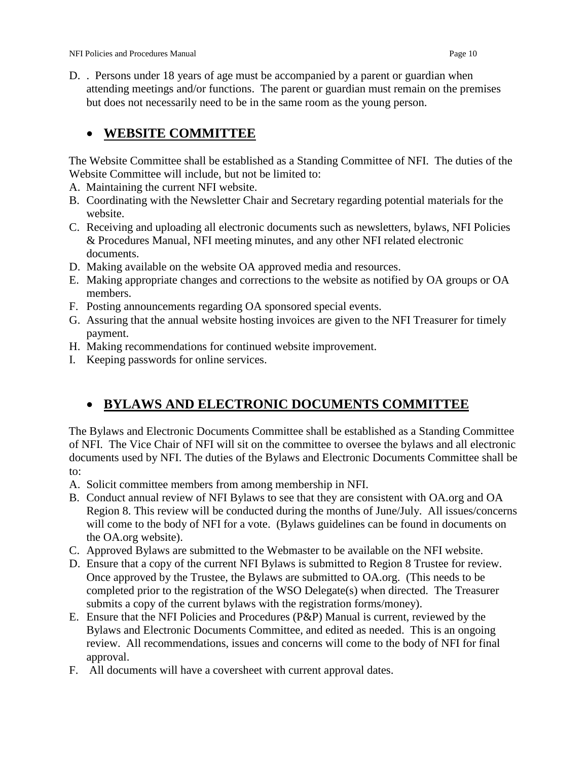D. . Persons under 18 years of age must be accompanied by a parent or guardian when attending meetings and/or functions. The parent or guardian must remain on the premises but does not necessarily need to be in the same room as the young person.

- **WEBSITE COMMITTEE**

The Website Committee shall be established as a Standing Committee of NFI. The duties of the Website Committee will include, but not be limited to:

A. Maintaining the current NFI website.
B. Coordinating with the Newsletter Chair and Secretary regarding potential materials for the website.
C. Receiving and uploading all electronic documents such as newsletters, bylaws, NFI Policies & Procedures Manual, NFI meeting minutes, and any other NFI related electronic documents.
D. Making available on the website OA approved media and resources.
E. Making appropriate changes and corrections to the website as notified by OA groups or OA members.
F. Posting announcements regarding OA sponsored special events.
G. Assuring that the annual website hosting invoices are given to the NFI Treasurer for timely payment.
H. Making recommendations for continued website improvement.
I. Keeping passwords for online services.

- **BYLAWS AND ELECTRONIC DOCUMENTS COMMITTEE**

The Bylaws and Electronic Documents Committee shall be established as a Standing Committee of NFI. The Vice Chair of NFI will sit on the committee to oversee the bylaws and all electronic documents used by NFI. The duties of the Bylaws and Electronic Documents Committee shall be to:

A. Solicit committee members from among membership in NFI.
B. Conduct annual review of NFI Bylaws to see that they are consistent with OA.org and OA Region 8. This review will be conducted during the months of June/July. All issues/concerns will come to the body of NFI for a vote. (Bylaws guidelines can be found in documents on the OA.org website).
C. Approved Bylaws are submitted to the Webmaster to be available on the NFI website.
D. Ensure that a copy of the current NFI Bylaws is submitted to Region 8 Trustee for review. Once approved by the Trustee, the Bylaws are submitted to OA.org. (This needs to be completed prior to the registration of the WSO Delegate(s) when directed. The Treasurer submits a copy of the current bylaws with the registration forms/money).
E. Ensure that the NFI Policies and Procedures (P&P) Manual is current, reviewed by the Bylaws and Electronic Documents Committee, and edited as needed. This is an ongoing review. All recommendations, issues and concerns will come to the body of NFI for final approval.
F. All documents will have a coversheet with current approval dates.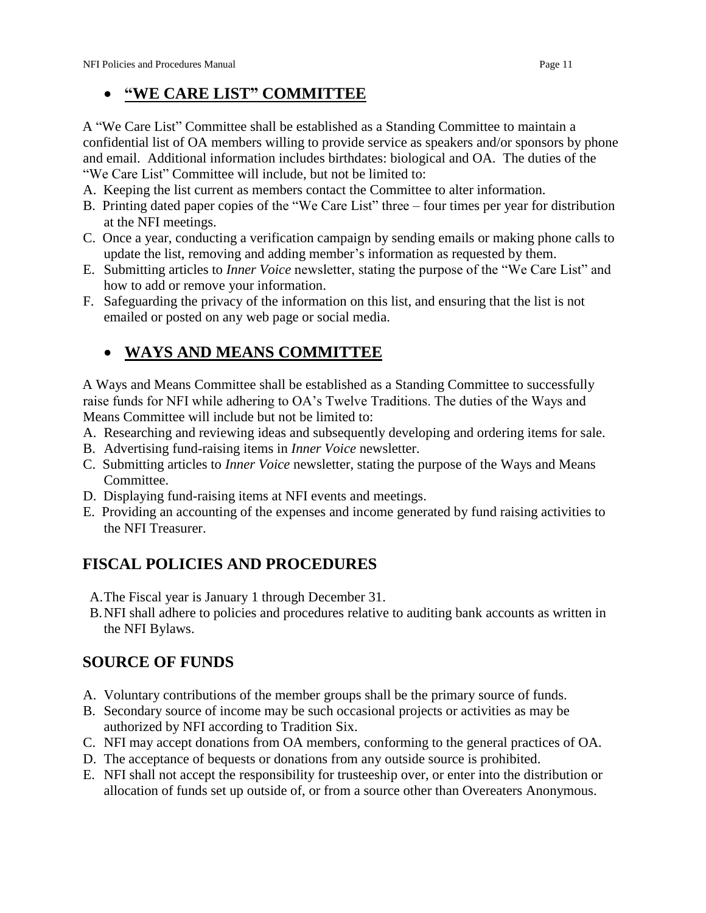- ## **"WE CARE LIST" COMMITTEE**

A "We Care List" Committee shall be established as a Standing Committee to maintain a confidential list of OA members willing to provide service as speakers and/or sponsors by phone and email. Additional information includes birthdates: biological and OA. The duties of the "We Care List" Committee will include, but not be limited to:

A. Keeping the list current as members contact the Committee to alter information.
B. Printing dated paper copies of the "We Care List" three – four times per year for distribution at the NFI meetings.
C. Once a year, conducting a verification campaign by sending emails or making phone calls to update the list, removing and adding member's information as requested by them.
E. Submitting articles to *Inner Voice* newsletter, stating the purpose of the "We Care List" and how to add or remove your information.
F. Safeguarding the privacy of the information on this list, and ensuring that the list is not emailed or posted on any web page or social media.

- ## **WAYS AND MEANS COMMITTEE**

A Ways and Means Committee shall be established as a Standing Committee to successfully raise funds for NFI while adhering to OA's Twelve Traditions. The duties of the Ways and Means Committee will include but not be limited to:

A. Researching and reviewing ideas and subsequently developing and ordering items for sale.
B. Advertising fund-raising items in *Inner Voice* newsletter.
C. Submitting articles to *Inner Voice* newsletter, stating the purpose of the Ways and Means Committee.
D. Displaying fund-raising items at NFI events and meetings.
E. Providing an accounting of the expenses and income generated by fund raising activities to the NFI Treasurer.

## FISCAL POLICIES AND PROCEDURES

A. The Fiscal year is January 1 through December 31.
B. NFI shall adhere to policies and procedures relative to auditing bank accounts as written in the NFI Bylaws.

## SOURCE OF FUNDS

A. Voluntary contributions of the member groups shall be the primary source of funds.
B. Secondary source of income may be such occasional projects or activities as may be authorized by NFI according to Tradition Six.
C. NFI may accept donations from OA members, conforming to the general practices of OA.
D. The acceptance of bequests or donations from any outside source is prohibited.
E. NFI shall not accept the responsibility for trusteeship over, or enter into the distribution or allocation of funds set up outside of, or from a source other than Overeaters Anonymous.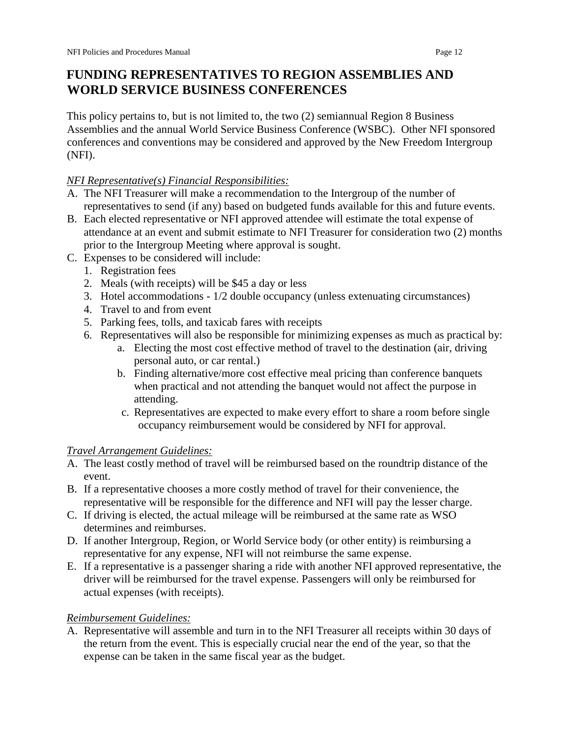# FUNDING REPRESENTATIVES TO REGION ASSEMBLIES AND WORLD SERVICE BUSINESS CONFERENCES

This policy pertains to, but is not limited to, the two (2) semiannual Region 8 Business Assemblies and the annual World Service Business Conference (WSBC). Other NFI sponsored conferences and conventions may be considered and approved by the New Freedom Intergroup (NFI).

*NFI Representative(s) Financial Responsibilities:*

A. The NFI Treasurer will make a recommendation to the Intergroup of the number of representatives to send (if any) based on budgeted funds available for this and future events.
B. Each elected representative or NFI approved attendee will estimate the total expense of attendance at an event and submit estimate to NFI Treasurer for consideration two (2) months prior to the Intergroup Meeting where approval is sought.
C. Expenses to be considered will include:
   1. Registration fees
   2. Meals (with receipts) will be $45 a day or less
   3. Hotel accommodations - 1/2 double occupancy (unless extenuating circumstances)
   4. Travel to and from event
   5. Parking fees, tolls, and taxicab fares with receipts
   6. Representatives will also be responsible for minimizing expenses as much as practical by:
      a. Electing the most cost effective method of travel to the destination (air, driving personal auto, or car rental.)
      b. Finding alternative/more cost effective meal pricing than conference banquets when practical and not attending the banquet would not affect the purpose in attending.
      c. Representatives are expected to make every effort to share a room before single occupancy reimbursement would be considered by NFI for approval.

*Travel Arrangement Guidelines:*

A. The least costly method of travel will be reimbursed based on the roundtrip distance of the event.
B. If a representative chooses a more costly method of travel for their convenience, the representative will be responsible for the difference and NFI will pay the lesser charge.
C. If driving is elected, the actual mileage will be reimbursed at the same rate as WSO determines and reimburses.
D. If another Intergroup, Region, or World Service body (or other entity) is reimbursing a representative for any expense, NFI will not reimburse the same expense.
E. If a representative is a passenger sharing a ride with another NFI approved representative, the driver will be reimbursed for the travel expense. Passengers will only be reimbursed for actual expenses (with receipts).

*Reimbursement Guidelines:*

A. Representative will assemble and turn in to the NFI Treasurer all receipts within 30 days of the return from the event. This is especially crucial near the end of the year, so that the expense can be taken in the same fiscal year as the budget.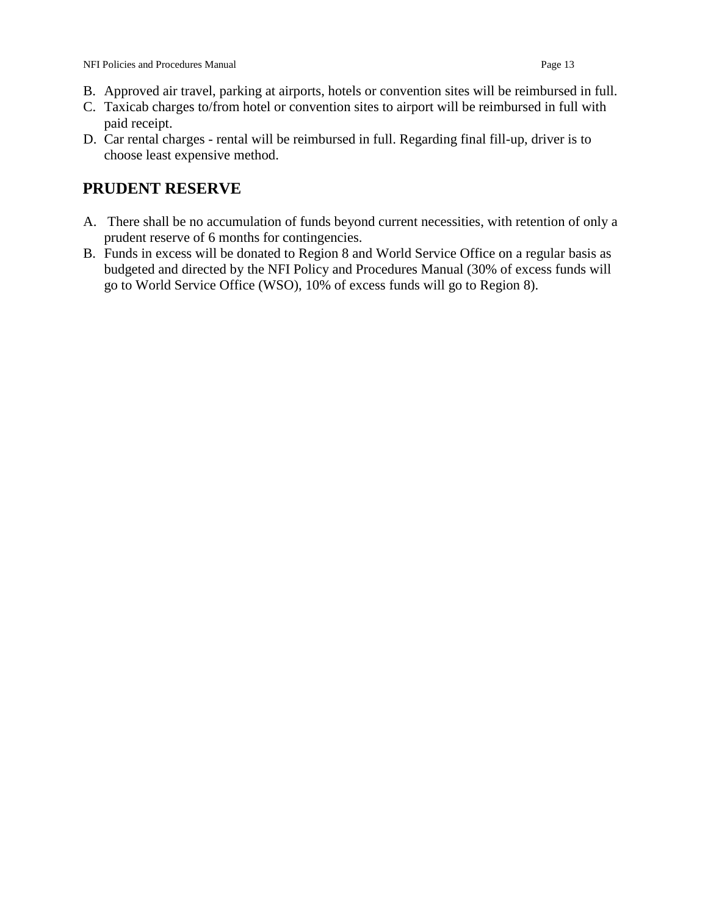B. Approved air travel, parking at airports, hotels or convention sites will be reimbursed in full.
C. Taxicab charges to/from hotel or convention sites to airport will be reimbursed in full with paid receipt.
D. Car rental charges - rental will be reimbursed in full. Regarding final fill-up, driver is to choose least expensive method.

## PRUDENT RESERVE

A. There shall be no accumulation of funds beyond current necessities, with retention of only a prudent reserve of 6 months for contingencies.
B. Funds in excess will be donated to Region 8 and World Service Office on a regular basis as budgeted and directed by the NFI Policy and Procedures Manual (30% of excess funds will go to World Service Office (WSO), 10% of excess funds will go to Region 8).